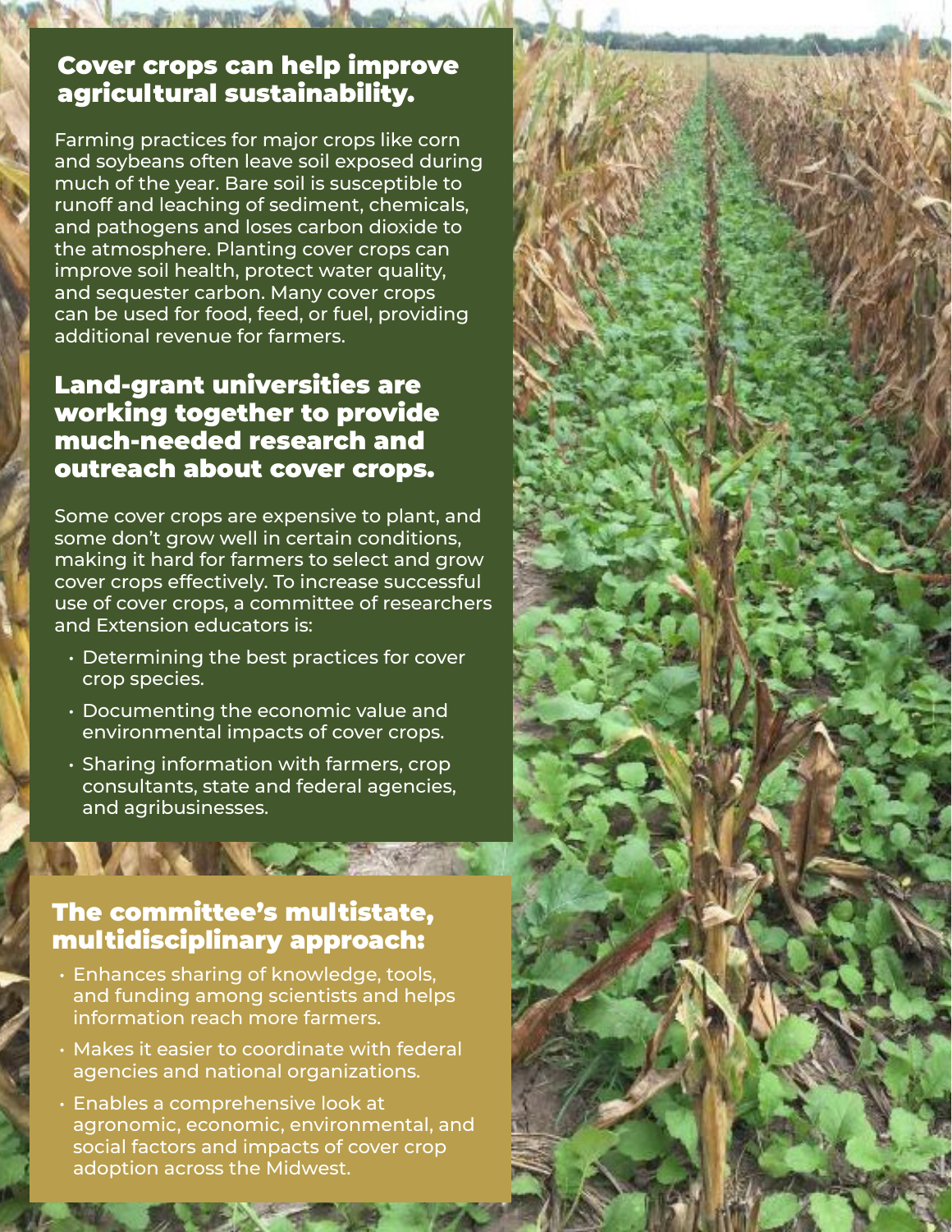## Cover crops can help improve agricultural sustainability.

Farming practices for major crops like corn and soybeans often leave soil exposed during much of the year. Bare soil is susceptible to runoff and leaching of sediment, chemicals, and pathogens and loses carbon dioxide to the atmosphere. Planting cover crops can improve soil health, protect water quality, and sequester carbon. Many cover crops can be used for food, feed, or fuel, providing additional revenue for farmers.

## Land-grant universities are working together to provide much-needed research and outreach about cover crops.

Some cover crops are expensive to plant, and some don't grow well in certain conditions, making it hard for farmers to select and grow cover crops effectively. To increase successful use of cover crops, a committee of researchers and Extension educators is:

- Determining the best practices for cover crop species.
- Documenting the economic value and environmental impacts of cover crops.
- Sharing information with farmers, crop consultants, state and federal agencies, and agribusinesses.

## The committee's multistate, multidisciplinary approach:

- Enhances sharing of knowledge, tools, and funding among scientists and helps information reach more farmers.
- Makes it easier to coordinate with federal agencies and national organizations.
- Enables a comprehensive look at agronomic, economic, environmental, and social factors and impacts of cover crop adoption across the Midwest.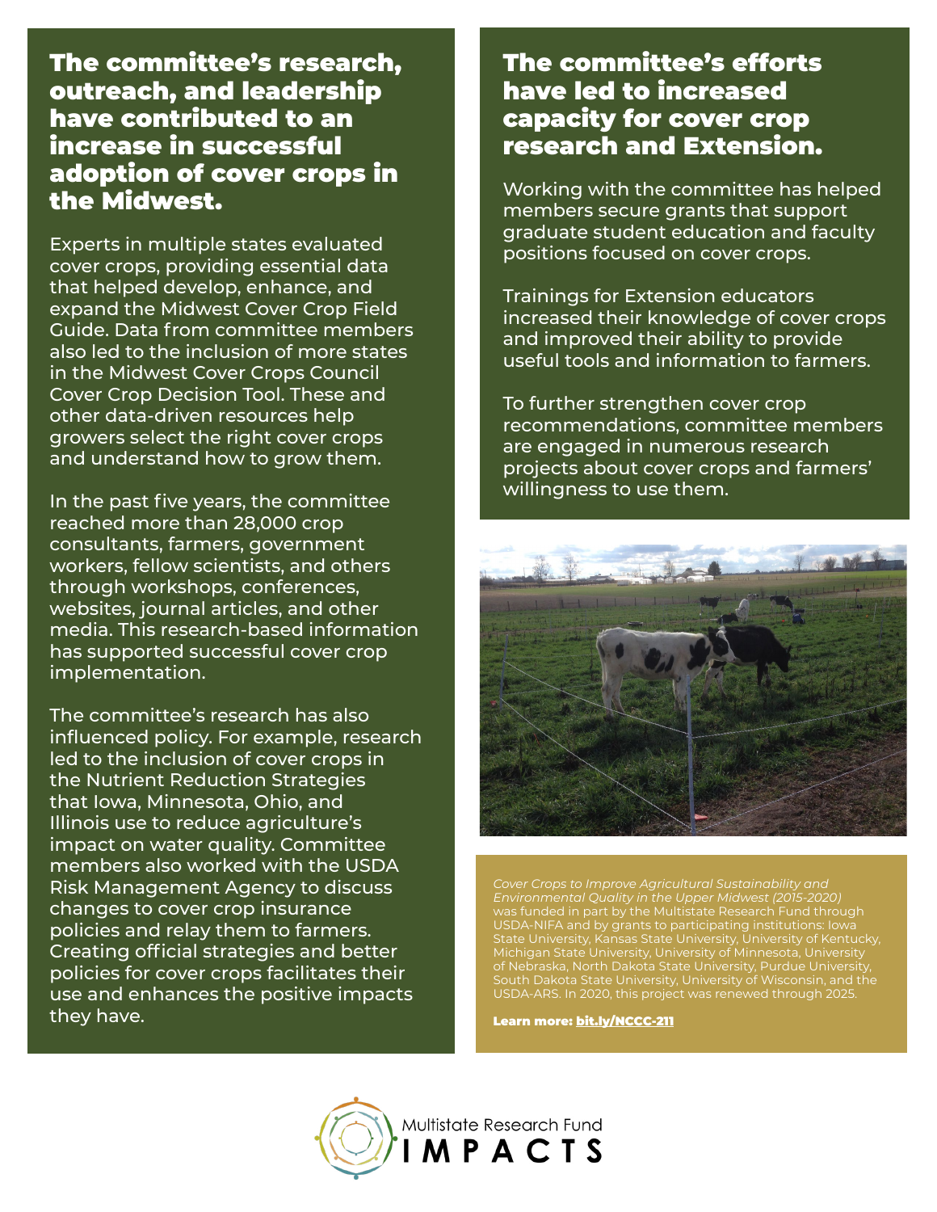## The committee's research, outreach, and leadership have contributed to an increase in successful adoption of cover crops in the Midwest.

Experts in multiple states evaluated cover crops, providing essential data that helped develop, enhance, and expand the Midwest Cover Crop Field Guide. Data from committee members also led to the inclusion of more states in the Midwest Cover Crops Council Cover Crop Decision Tool. These and other data-driven resources help growers select the right cover crops and understand how to grow them.

In the past five years, the committee reached more than 28,000 crop consultants, farmers, government workers, fellow scientists, and others through workshops, conferences, websites, journal articles, and other media. This research-based information has supported successful cover crop implementation.

The committee's research has also influenced policy. For example, research led to the inclusion of cover crops in the Nutrient Reduction Strategies that Iowa, Minnesota, Ohio, and Illinois use to reduce agriculture's impact on water quality. Committee members also worked with the USDA Risk Management Agency to discuss changes to cover crop insurance policies and relay them to farmers. Creating official strategies and better policies for cover crops facilitates their use and enhances the positive impacts they have.

## The committee's efforts have led to increased capacity for cover crop research and Extension.

Working with the committee has helped members secure grants that support graduate student education and faculty positions focused on cover crops.

Trainings for Extension educators increased their knowledge of cover crops and improved their ability to provide useful tools and information to farmers.

To further strengthen cover crop recommendations, committee members are engaged in numerous research projects about cover crops and farmers' willingness to use them.

*Cover Crops to Improve Agricultural Sustainability and Environmental Quality in the Upper Midwest (2015-2020)* was funded in part by the Multistate Research Fund through USDA-NIFA and by grants to participating institutions: Iowa State University, Kansas State University, University of Kentucky, Michigan State University, University of Minnesota, University of Nebraska, North Dakota State University, Purdue University, South Dakota State University, University of Wisconsin, and the USDA-ARS. In 2020, this project was renewed through 2025.

**Learn more: bit.ly/NCCC-211**

Multistate Research Fund IMPACTS